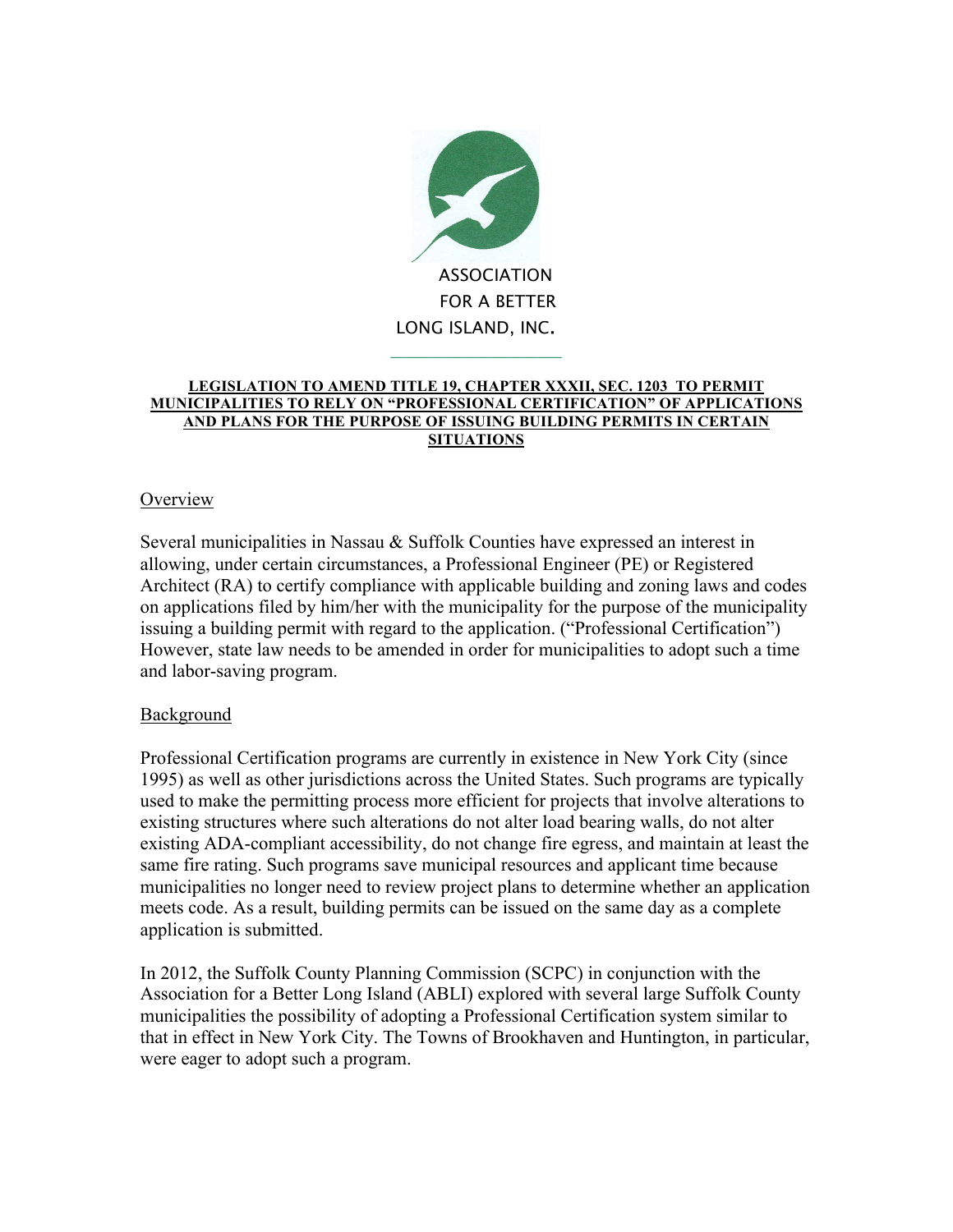ASSOCIATION
FOR A BETTER
LONG ISLAND, INC.

**LEGISLATION TO AMEND TITLE 19, CHAPTER XXXII, SEC. 1203 TO PERMIT MUNICIPALITIES TO RELY ON "PROFESSIONAL CERTIFICATION" OF APPLICATIONS AND PLANS FOR THE PURPOSE OF ISSUING BUILDING PERMITS IN CERTAIN SITUATIONS**

## Overview

Several municipalities in Nassau & Suffolk Counties have expressed an interest in allowing, under certain circumstances, a Professional Engineer (PE) or Registered Architect (RA) to certify compliance with applicable building and zoning laws and codes on applications filed by him/her with the municipality for the purpose of the municipality issuing a building permit with regard to the application. ("Professional Certification") However, state law needs to be amended in order for municipalities to adopt such a time and labor-saving program.

## Background

Professional Certification programs are currently in existence in New York City (since 1995) as well as other jurisdictions across the United States. Such programs are typically used to make the permitting process more efficient for projects that involve alterations to existing structures where such alterations do not alter load bearing walls, do not alter existing ADA-compliant accessibility, do not change fire egress, and maintain at least the same fire rating. Such programs save municipal resources and applicant time because municipalities no longer need to review project plans to determine whether an application meets code. As a result, building permits can be issued on the same day as a complete application is submitted.

In 2012, the Suffolk County Planning Commission (SCPC) in conjunction with the Association for a Better Long Island (ABLI) explored with several large Suffolk County municipalities the possibility of adopting a Professional Certification system similar to that in effect in New York City. The Towns of Brookhaven and Huntington, in particular, were eager to adopt such a program.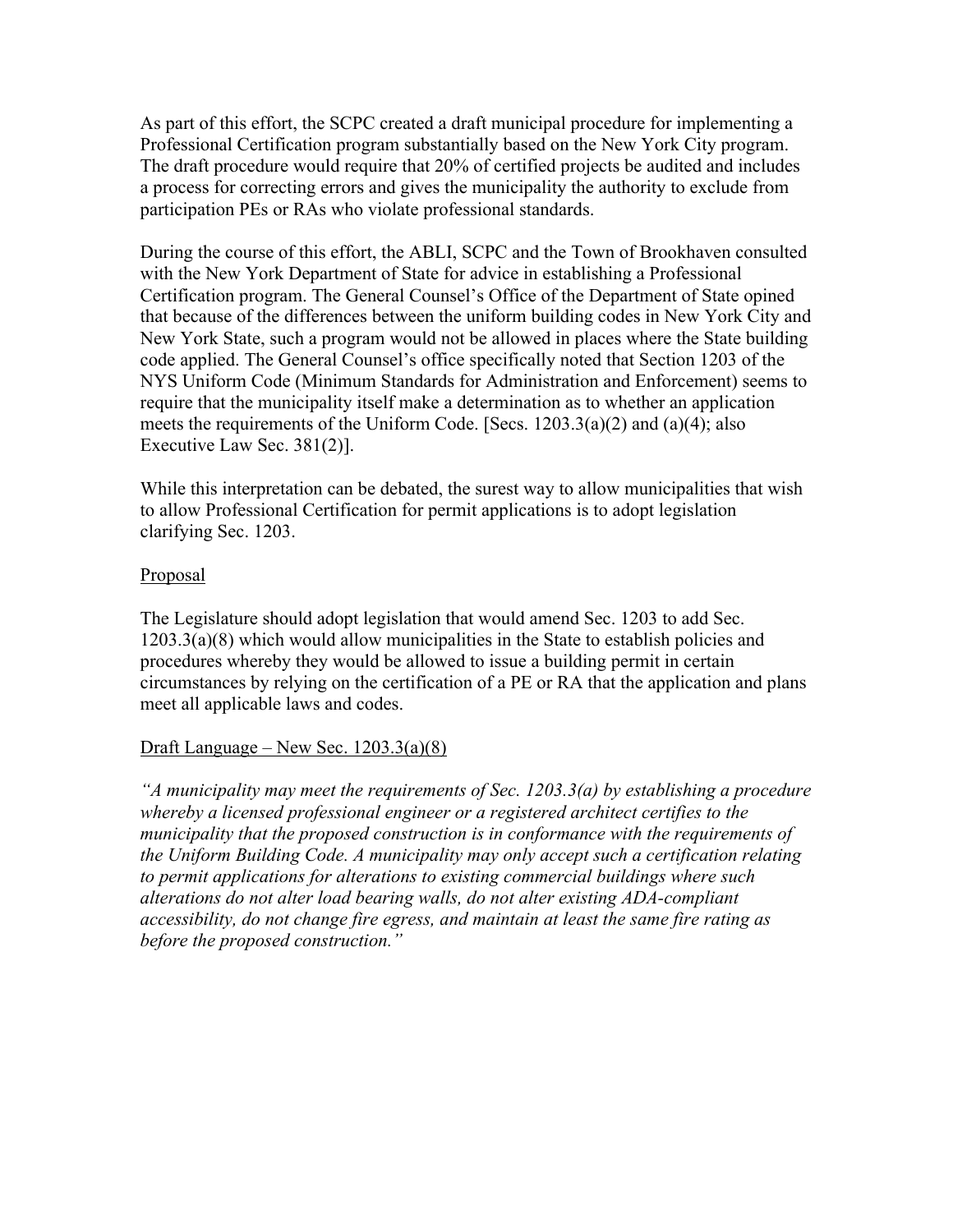As part of this effort, the SCPC created a draft municipal procedure for implementing a Professional Certification program substantially based on the New York City program. The draft procedure would require that 20% of certified projects be audited and includes a process for correcting errors and gives the municipality the authority to exclude from participation PEs or RAs who violate professional standards.

During the course of this effort, the ABLI, SCPC and the Town of Brookhaven consulted with the New York Department of State for advice in establishing a Professional Certification program. The General Counsel's Office of the Department of State opined that because of the differences between the uniform building codes in New York City and New York State, such a program would not be allowed in places where the State building code applied. The General Counsel's office specifically noted that Section 1203 of the NYS Uniform Code (Minimum Standards for Administration and Enforcement) seems to require that the municipality itself make a determination as to whether an application meets the requirements of the Uniform Code. [Secs. 1203.3(a)(2) and (a)(4); also Executive Law Sec. 381(2)].

While this interpretation can be debated, the surest way to allow municipalities that wish to allow Professional Certification for permit applications is to adopt legislation clarifying Sec. 1203.

<u>Proposal</u>

The Legislature should adopt legislation that would amend Sec. 1203 to add Sec. 1203.3(a)(8) which would allow municipalities in the State to establish policies and procedures whereby they would be allowed to issue a building permit in certain circumstances by relying on the certification of a PE or RA that the application and plans meet all applicable laws and codes.

<u>Draft Language – New Sec. 1203.3(a)(8)</u>

*"A municipality may meet the requirements of Sec. 1203.3(a) by establishing a procedure whereby a licensed professional engineer or a registered architect certifies to the municipality that the proposed construction is in conformance with the requirements of the Uniform Building Code. A municipality may only accept such a certification relating to permit applications for alterations to existing commercial buildings where such alterations do not alter load bearing walls, do not alter existing ADA-compliant accessibility, do not change fire egress, and maintain at least the same fire rating as before the proposed construction."*